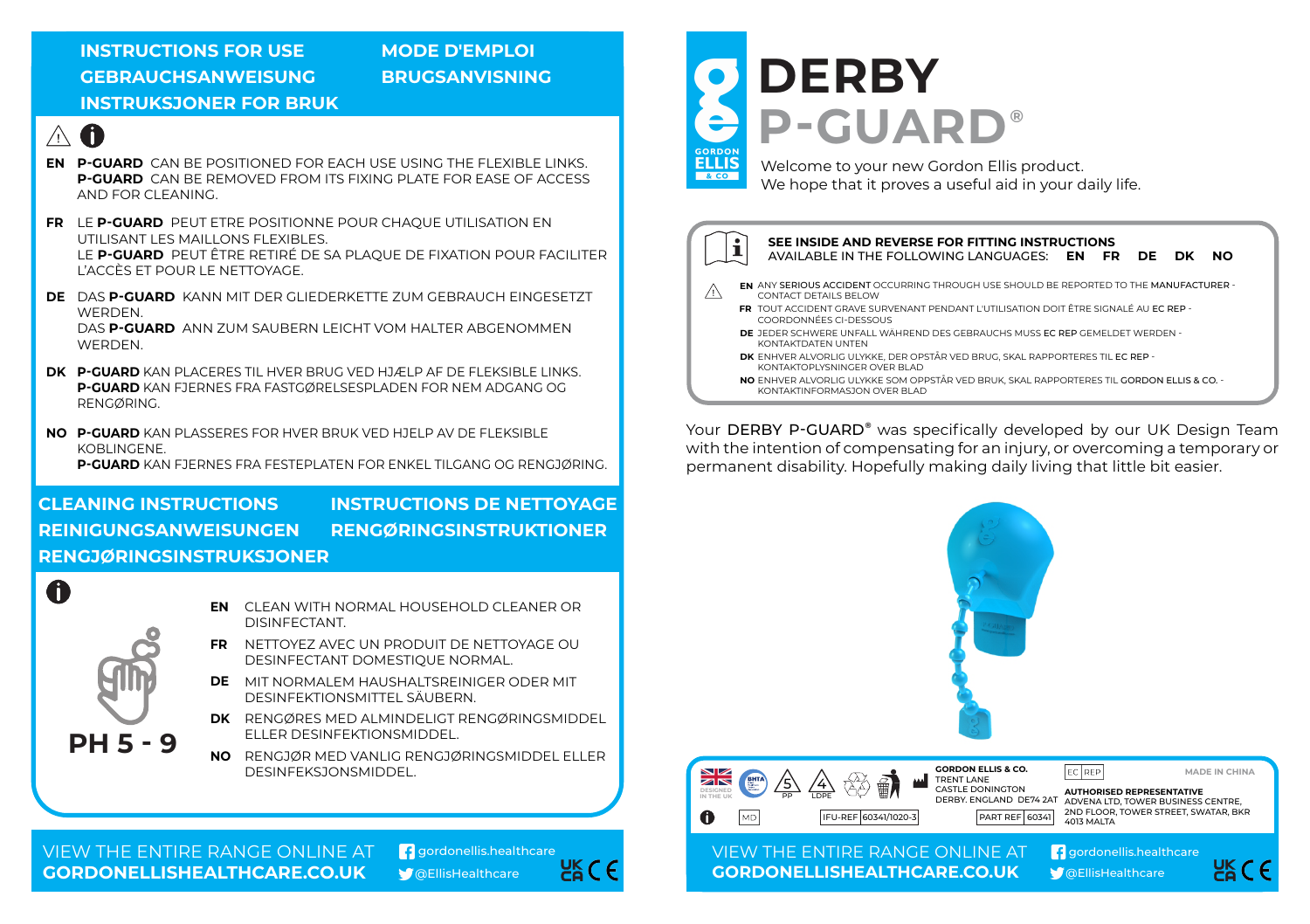## INSTRUCTIONS FOR USE
## MODE D'EMPLOI
## GEBRAUCHSANWEISUNG
## BRUGSANVISNING
## INSTRUKSJONER FOR BRUK

**EN** **P-GUARD** CAN BE POSITIONED FOR EACH USE USING THE FLEXIBLE LINKS. **P-GUARD** CAN BE REMOVED FROM ITS FIXING PLATE FOR EASE OF ACCESS AND FOR CLEANING.

**FR** LE **P-GUARD** PEUT ETRE POSITIONNE POUR CHAQUE UTILISATION EN UTILISANT LES MAILLONS FLEXIBLES. LE **P-GUARD** PEUT ÊTRE RETIRÉ DE SA PLAQUE DE FIXATION POUR FACILITER L'ACCÈS ET POUR LE NETTOYAGE.

**DE** DAS **P-GUARD** KANN MIT DER GLIEDERKETTE ZUM GEBRAUCH EINGESETZT WERDEN. DAS **P-GUARD** ANN ZUM SAUBERN LEICHT VOM HALTER ABGENOMMEN WERDEN.

**DK** **P-GUARD** KAN PLACERES TIL HVER BRUG VED HJÆLP AF DE FLEKSIBLE LINKS. **P-GUARD** KAN FJERNES FRA FASTGØRELSESPLADEN FOR NEM ADGANG OG RENGØRING.

**NO** **P-GUARD** KAN PLASSERES FOR HVER BRUK VED HJELP AV DE FLEKSIBLE KOBLINGENE. **P-GUARD** KAN FJERNES FRA FESTEPLATEN FOR ENKEL TILGANG OG RENGJØRING.

## CLEANING INSTRUCTIONS
## INSTRUCTIONS DE NETTOYAGE
## REINIGUNGSANWEISUNGEN
## RENGØRINGSINSTRUKTIONER
## RENGJØRINGSINSTRUKSJONER

**PH 5 - 9**

**EN** CLEAN WITH NORMAL HOUSEHOLD CLEANER OR DISINFECTANT.

**FR** NETTOYEZ AVEC UN PRODUIT DE NETTOYAGE OU DESINFECTANT DOMESTIQUE NORMAL.

**DE** MIT NORMALEM HAUSHALTSREINIGER ODER MIT DESINFEKTIONSMITTEL SÄUBERN.

**DK** RENGØRES MED ALMINDELIGT RENGØRINGSMIDDEL ELLER DESINFEKTIONSMIDDEL.

**NO** RENGJØR MED VANLIG RENGJØRINGSMIDDEL ELLER DESINFEKSJONSMIDDEL.

VIEW THE ENTIRE RANGE ONLINE AT **GORDONELLISHEALTHCARE.CO.UK**

gordonellis.healthcare
@EllisHealthcare

# DERBY P-GUARD®

Welcome to your new Gordon Ellis product.
We hope that it proves a useful aid in your daily life.

**SEE INSIDE AND REVERSE FOR FITTING INSTRUCTIONS**
AVAILABLE IN THE FOLLOWING LANGUAGES: **EN FR DE DK NO**

**EN** ANY **SERIOUS ACCIDENT** OCCURRING THROUGH USE SHOULD BE REPORTED TO THE **MANUFACTURER** - CONTACT DETAILS BELOW

**FR** TOUT ACCIDENT GRAVE SURVENANT PENDANT L'UTILISATION DOIT ÊTRE SIGNALÉ AU **EC REP** - COORDONNÉES CI-DESSOUS

**DE** JEDER SCHWERE UNFALL WÄHREND DES GEBRAUCHS MUSS **EC REP** GEMELDET WERDEN - KONTAKTDATEN UNTEN

**DK** ENHVER ALVORLIG ULYKKE, DER OPSTÅR VED BRUG, SKAL RAPPORTERES TIL **EC REP** - KONTAKTOPLYSNINGER OVER BLAD

**NO** ENHVER ALVORLIG ULYKKE SOM OPPSTÅR VED BRUK, SKAL RAPPORTERES TIL **GORDON ELLIS & CO.** - KONTAKTINFORMASJON OVER BLAD

Your DERBY P-GUARD® was specifically developed by our UK Design Team with the intention of compensating for an injury, or overcoming a temporary or permanent disability. Hopefully making daily living that little bit easier.

DESIGNED IN THE UK

MD

IFU-REF 60341/1020-3

**GORDON ELLIS & CO.**
TRENT LANE
CASTLE DONINGTON
DERBY. ENGLAND DE74 2AT

PART REF 60341

EC REP

**AUTHORISED REPRESENTATIVE**
ADVENA LTD, TOWER BUSINESS CENTRE, 2ND FLOOR, TOWER STREET, SWATAR, BKR 4013 MALTA

MADE IN CHINA

VIEW THE ENTIRE RANGE ONLINE AT **GORDONELLISHEALTHCARE.CO.UK**

gordonellis.healthcare
@EllisHealthcare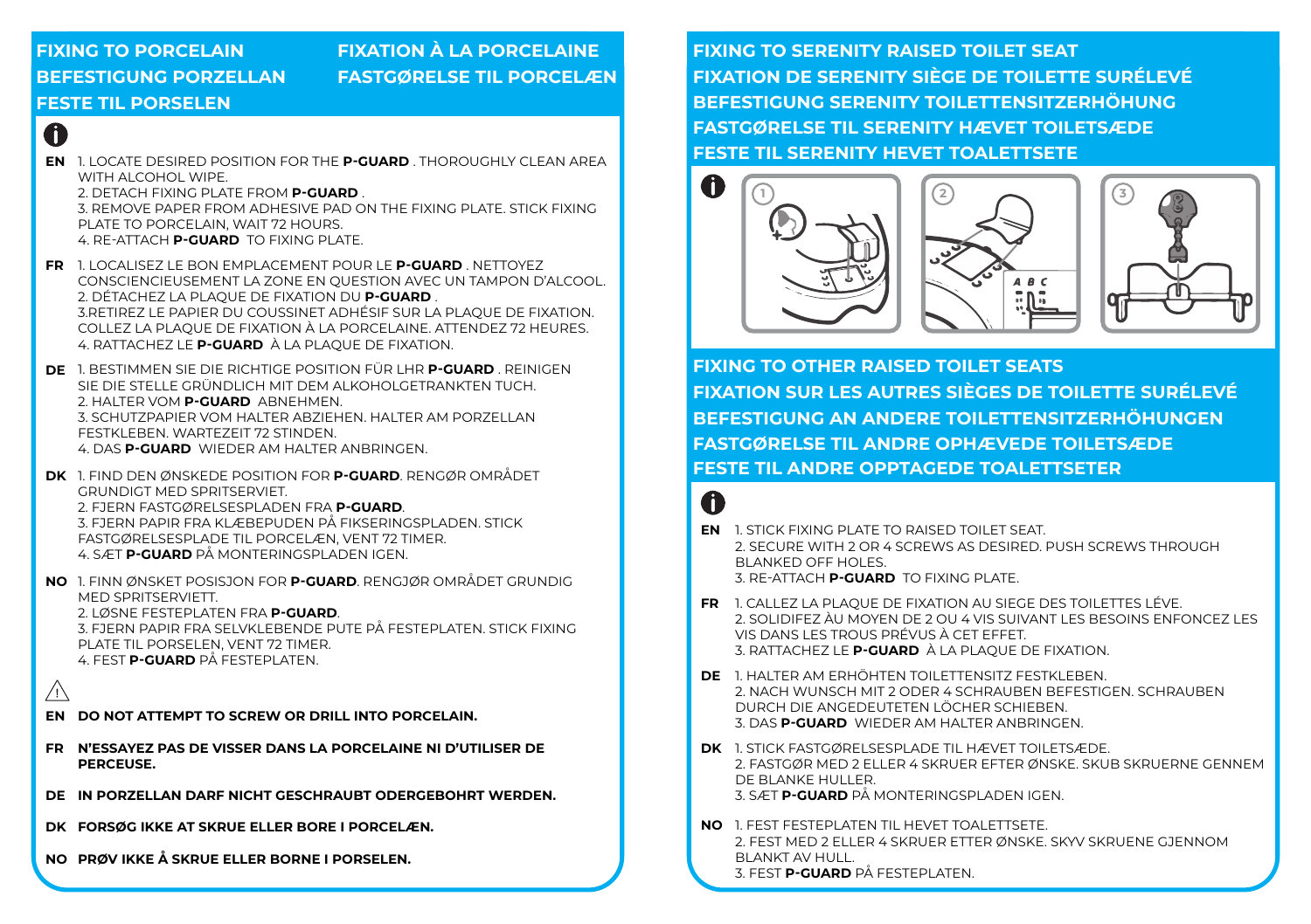## FIXING TO PORCELAIN
## FIXATION À LA PORCELAINE
## BEFESTIGUNG PORZELLAN
## FASTGØRELSE TIL PORCELÆN
## FESTE TIL PORSELEN

**EN** 1. LOCATE DESIRED POSITION FOR THE **P-GUARD** . THOROUGHLY CLEAN AREA WITH ALCOHOL WIPE.
2. DETACH FIXING PLATE FROM **P-GUARD** .
3. REMOVE PAPER FROM ADHESIVE PAD ON THE FIXING PLATE. STICK FIXING PLATE TO PORCELAIN, WAIT 72 HOURS.
4. RE-ATTACH **P-GUARD** TO FIXING PLATE.

**FR** 1. LOCALISEZ LE BON EMPLACEMENT POUR LE **P-GUARD** . NETTOYEZ CONSCIENCIEUSEMENT LA ZONE EN QUESTION AVEC UN TAMPON D'ALCOOL.
2. DÉTACHEZ LA PLAQUE DE FIXATION DU **P-GUARD** .
3.RETIREZ LE PAPIER DU COUSSINET ADHÉSIF SUR LA PLAQUE DE FIXATION. COLLEZ LA PLAQUE DE FIXATION À LA PORCELAINE. ATTENDEZ 72 HEURES.
4. RATTACHEZ LE **P-GUARD** À LA PLAQUE DE FIXATION.

**DE** 1. BESTIMMEN SIE DIE RICHTIGE POSITION FÜR LHR **P-GUARD** . REINIGEN SIE DIE STELLE GRÜNDLICH MIT DEM ALKOHOLGETRANKTEN TUCH.
2. HALTER VOM **P-GUARD** ABNEHMEN.
3. SCHUTZPAPIER VOM HALTER ABZIEHEN. HALTER AM PORZELLAN FESTKLEBEN. WARTEZEIT 72 STINDEN.
4. DAS **P-GUARD** WIEDER AM HALTER ANBRINGEN.

**DK** 1. FIND DEN ØNSKEDE POSITION FOR **P-GUARD**. RENGØR OMRÅDET GRUNDIGT MED SPRITSERVIET.
2. FJERN FASTGØRELSESPLADEN FRA **P-GUARD**.
3. FJERN PAPIR FRA KLÆBEPUDEN PÅ FIKSERINGSPLADEN. STICK FASTGØRELSESPLADE TIL PORCELÆN, VENT 72 TIMER.
4. SÆT **P-GUARD** PÅ MONTERINGSPLADEN IGEN.

**NO** 1. FINN ØNSKET POSISJON FOR **P-GUARD**. RENGJØR OMRÅDET GRUNDIG MED SPRITSERVIETT.
2. LØSNE FESTEPLATEN FRA **P-GUARD**.
3. FJERN PAPIR FRA SELVKLEBENDE PUTE PÅ FESTEPLATEN. STICK FIXING PLATE TIL PORSELEN, VENT 72 TIMER.
4. FEST **P-GUARD** PÅ FESTEPLATEN.

⚠

**EN DO NOT ATTEMPT TO SCREW OR DRILL INTO PORCELAIN.**

**FR N'ESSAYEZ PAS DE VISSER DANS LA PORCELAINE NI D'UTILISER DE PERCEUSE.**

**DE IN PORZELLAN DARF NICHT GESCHRAUBT ODERGEBOHRT WERDEN.**

**DK FORSØG IKKE AT SKRUE ELLER BORE I PORCELÆN.**

**NO PRØV IKKE Å SKRUE ELLER BORNE I PORSELEN.**

## FIXING TO SERENITY RAISED TOILET SEAT
## FIXATION DE SERENITY SIÈGE DE TOILETTE SURÉLEVÉ
## BEFESTIGUNG SERENITY TOILETTENSITZERHÖHUNG
## FASTGØRELSE TIL SERENITY HÆVET TOILETSÆDE
## FESTE TIL SERENITY HEVET TOALETTSETE

1

2

A B C

3

## FIXING TO OTHER RAISED TOILET SEATS
## FIXATION SUR LES AUTRES SIÈGES DE TOILETTE SURÉLEVÉ
## BEFESTIGUNG AN ANDERE TOILETTENSITZERHÖHUNGEN
## FASTGØRELSE TIL ANDRE OPHÆVEDE TOILETSÆDE
## FESTE TIL ANDRE OPPTAGEDE TOALETTSETER

**EN** 1. STICK FIXING PLATE TO RAISED TOILET SEAT.
2. SECURE WITH 2 OR 4 SCREWS AS DESIRED. PUSH SCREWS THROUGH BLANKED OFF HOLES.
3. RE-ATTACH **P-GUARD** TO FIXING PLATE.

**FR** 1. CALLEZ LA PLAQUE DE FIXATION AU SIEGE DES TOILETTES LÉVE.
2. SOLIDIFEZ ÀU MOYEN DE 2 OU 4 VIS SUIVANT LES BESOINS ENFONCEZ LES VIS DANS LES TROUS PRÉVUS À CET EFFET.
3. RATTACHEZ LE **P-GUARD** À LA PLAQUE DE FIXATION.

**DE** 1. HALTER AM ERHÖHTEN TOILETTENSITZ FESTKLEBEN.
2. NACH WUNSCH MIT 2 ODER 4 SCHRAUBEN BEFESTIGEN. SCHRAUBEN DURCH DIE ANGEDEUTETEN LÖCHER SCHIEBEN.
3. DAS **P-GUARD** WIEDER AM HALTER ANBRINGEN.

**DK** 1. STICK FASTGØRELSESPLADE TIL HÆVET TOILETSÆDE.
2. FASTGØR MED 2 ELLER 4 SKRUER EFTER ØNSKE. SKUB SKRUERNE GENNEM DE BLANKE HULLER.
3. SÆT **P-GUARD** PÅ MONTERINGSPLADEN IGEN.

**NO** 1. FEST FESTEPLATEN TIL HEVET TOALETTSETE.
2. FEST MED 2 ELLER 4 SKRUER ETTER ØNSKE. SKYV SKRUENE GJENNOM BLANKT AV HULL.
3. FEST **P-GUARD** PÅ FESTEPLATEN.